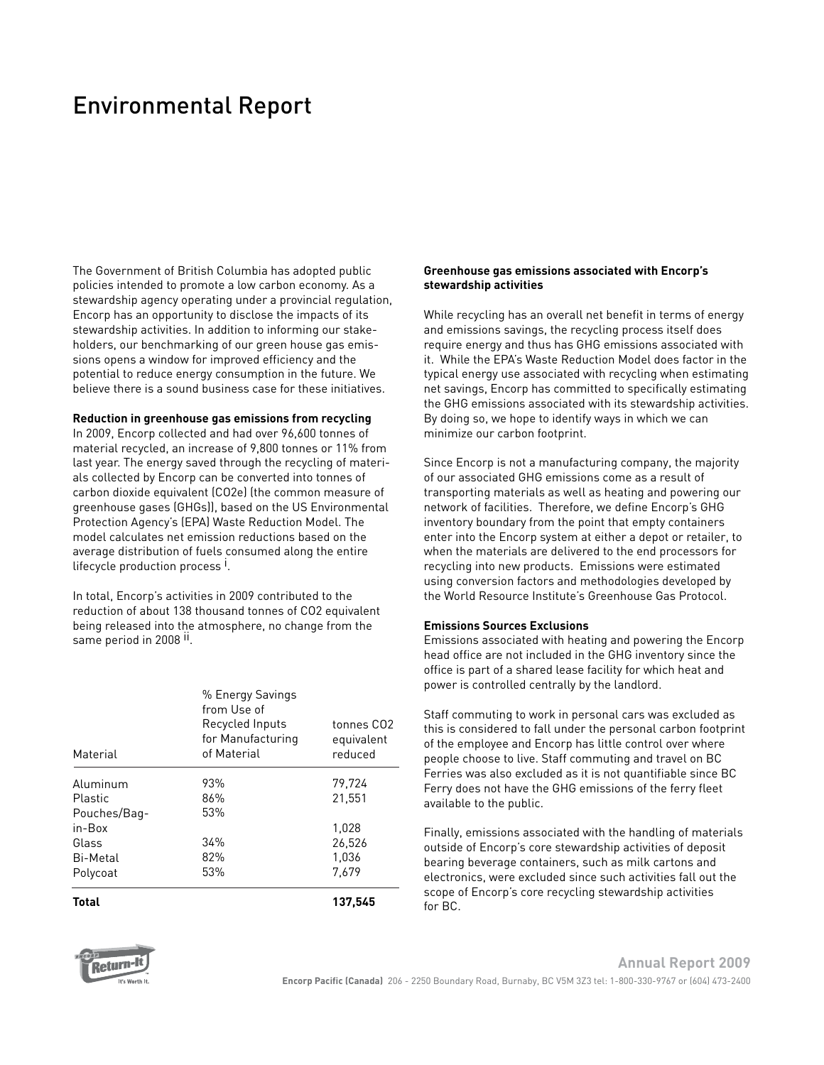# Environmental Report

The Government of British Columbia has adopted public policies intended to promote a low carbon economy. As a stewardship agency operating under a provincial regulation, Encorp has an opportunity to disclose the impacts of its stewardship activities. In addition to informing our stakeholders, our benchmarking of our green house gas emissions opens a window for improved efficiency and the potential to reduce energy consumption in the future. We believe there is a sound business case for these initiatives.

**Reduction in greenhouse gas emissions from recycling**

In 2009, Encorp collected and had over 96,600 tonnes of material recycled, an increase of 9,800 tonnes or 11% from last year. The energy saved through the recycling of materials collected by Encorp can be converted into tonnes of carbon dioxide equivalent ($CO_2e$) (the common measure of greenhouse gases (GHGs)), based on the US Environmental Protection Agency's (EPA) Waste Reduction Model. The model calculates net emission reductions based on the average distribution of fuels consumed along the entire lifecycle production process [i].

In total, Encorp's activities in 2009 contributed to the reduction of about 138 thousand tonnes of $CO_2$ equivalent being released into the atmosphere, no change from the same period in 2008 [ii].

| Material | % Energy Savings from Use of Recycled Inputs for Manufacturing of Material | tonnes $CO_2$ equivalent reduced |
|---|---|---|
| Aluminum | 93% | 79,724 |
| Plastic | 86% | 21,551 |
| Pouches/Bag-in-Box | 53% | 1,028 |
| Glass | 34% | 26,526 |
| Bi-Metal | 82% | 1,036 |
| Polycoat | 53% | 7,679 |
| **Total** | | **137,545** |

**Greenhouse gas emissions associated with Encorp's stewardship activities**

While recycling has an overall net benefit in terms of energy and emissions savings, the recycling process itself does require energy and thus has GHG emissions associated with it. While the EPA's Waste Reduction Model does factor in the typical energy use associated with recycling when estimating net savings, Encorp has committed to specifically estimating the GHG emissions associated with its stewardship activities. By doing so, we hope to identify ways in which we can minimize our carbon footprint.

Since Encorp is not a manufacturing company, the majority of our associated GHG emissions come as a result of transporting materials as well as heating and powering our network of facilities. Therefore, we define Encorp's GHG inventory boundary from the point that empty containers enter into the Encorp system at either a depot or retailer, to when the materials are delivered to the end processors for recycling into new products. Emissions were estimated using conversion factors and methodologies developed by the World Resource Institute's Greenhouse Gas Protocol.

**Emissions Sources Exclusions**

Emissions associated with heating and powering the Encorp head office are not included in the GHG inventory since the office is part of a shared lease facility for which heat and power is controlled centrally by the landlord.

Staff commuting to work in personal cars was excluded as this is considered to fall under the personal carbon footprint of the employee and Encorp has little control over where people choose to live. Staff commuting and travel on BC Ferries was also excluded as it is not quantifiable since BC Ferry does not have the GHG emissions of the ferry fleet available to the public.

Finally, emissions associated with the handling of materials outside of Encorp's core stewardship activities of deposit bearing beverage containers, such as milk cartons and electronics, were excluded since such activities fall out the scope of Encorp's core recycling stewardship activities for BC.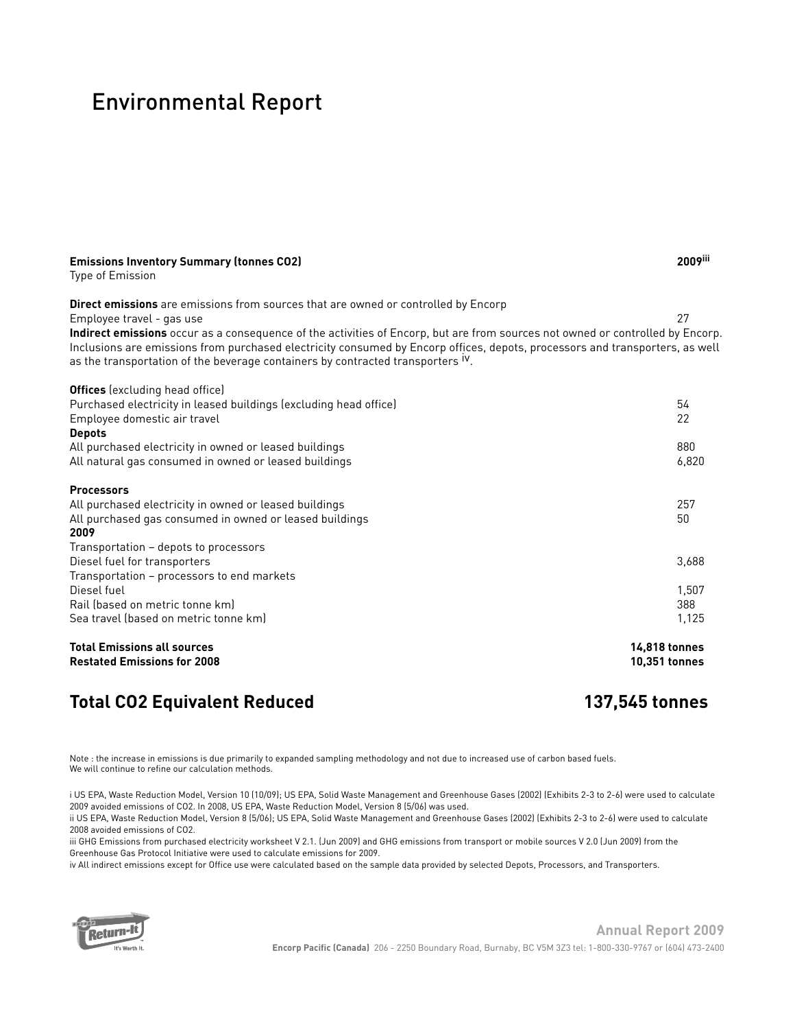# Environmental Report

| **Emissions Inventory Summary (tonnes CO2)**<br>Type of Emission | **2009**[iii] |
|---|---|
| **Direct emissions** are emissions from sources that are owned or controlled by Encorp | |
| Employee travel - gas use | 27 |
| **Indirect emissions** occur as a consequence of the activities of Encorp, but are from sources not owned or controlled by Encorp. Inclusions are emissions from purchased electricity consumed by Encorp offices, depots, processors and transporters, as well as the transportation of the beverage containers by contracted transporters [iv]. | |
| **Offices** (excluding head office) | |
| Purchased electricity in leased buildings (excluding head office) | 54 |
| Employee domestic air travel | 22 |
| **Depots** | |
| All purchased electricity in owned or leased buildings | 880 |
| All natural gas consumed in owned or leased buildings | 6,820 |
| **Processors** | |
| All purchased electricity in owned or leased buildings | 257 |
| All purchased gas consumed in owned or leased buildings | 50 |
| **2009** | |
| Transportation – depots to processors | |
| Diesel fuel for transporters | 3,688 |
| Transportation – processors to end markets | |
| Diesel fuel | 1,507 |
| Rail (based on metric tonne km) | 388 |
| Sea travel (based on metric tonne km) | 1,125 |
| **Total Emissions all sources** | **14,818 tonnes** |
| **Restated Emissions for 2008** | **10,351 tonnes** |

## Total CO2 Equivalent Reduced 137,545 tonnes

Note : the increase in emissions is due primarily to expanded sampling methodology and not due to increased use of carbon based fuels. We will continue to refine our calculation methods.

i US EPA, Waste Reduction Model, Version 10 (10/09); US EPA, Solid Waste Management and Greenhouse Gases (2002) (Exhibits 2-3 to 2-6) were used to calculate 2009 avoided emissions of CO2. In 2008, US EPA, Waste Reduction Model, Version 8 (5/06) was used.

ii US EPA, Waste Reduction Model, Version 8 (5/06); US EPA, Solid Waste Management and Greenhouse Gases (2002) (Exhibits 2-3 to 2-6) were used to calculate 2008 avoided emissions of CO2.

iii GHG Emissions from purchased electricity worksheet V 2.1. (Jun 2009) and GHG emissions from transport or mobile sources V 2.0 (Jun 2009) from the Greenhouse Gas Protocol Initiative were used to calculate emissions for 2009.

iv All indirect emissions except for Office use were calculated based on the sample data provided by selected Depots, Processors, and Transporters.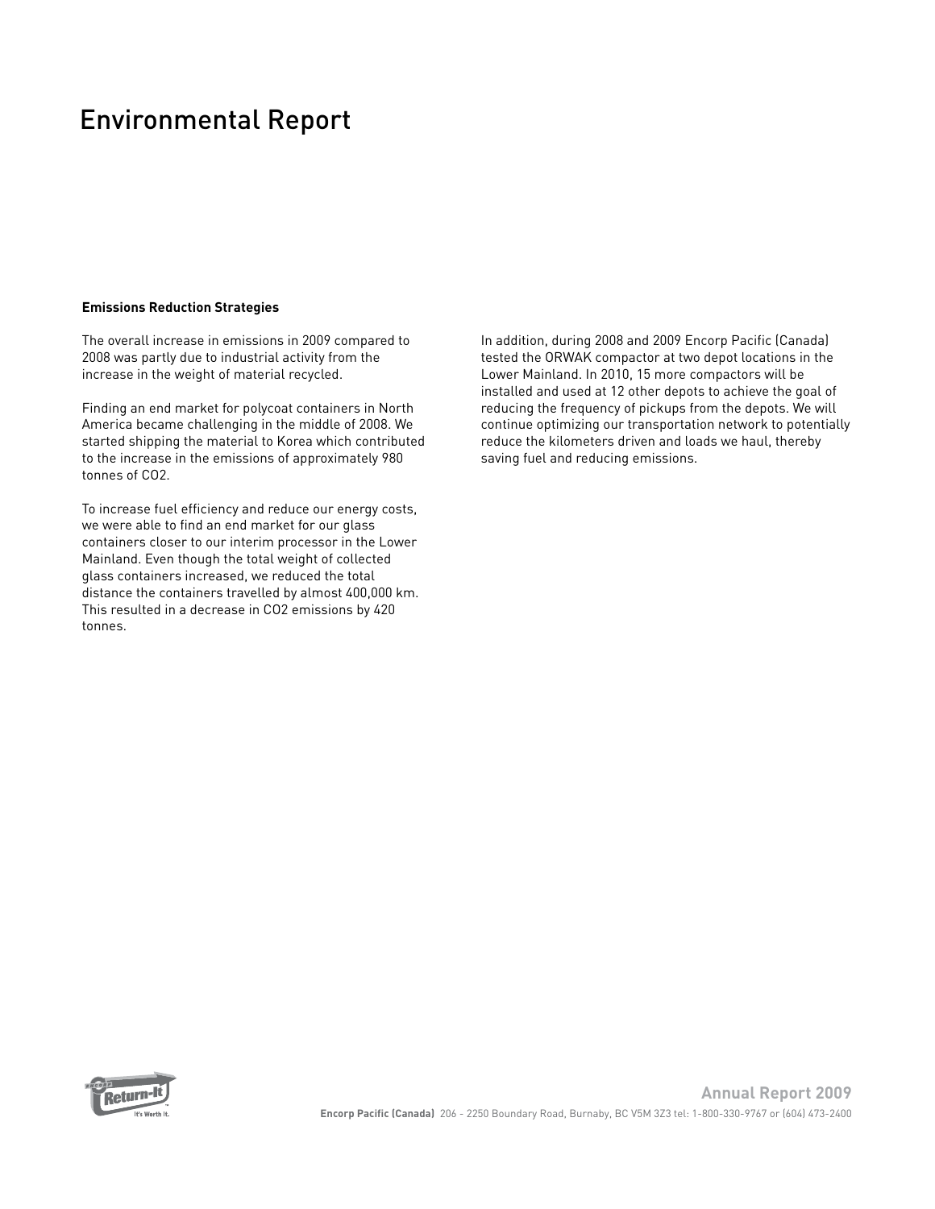# Environmental Report

**Emissions Reduction Strategies**

The overall increase in emissions in 2009 compared to 2008 was partly due to industrial activity from the increase in the weight of material recycled.

Finding an end market for polycoat containers in North America became challenging in the middle of 2008. We started shipping the material to Korea which contributed to the increase in the emissions of approximately 980 tonnes of $CO_2$.

To increase fuel efficiency and reduce our energy costs, we were able to find an end market for our glass containers closer to our interim processor in the Lower Mainland. Even though the total weight of collected glass containers increased, we reduced the total distance the containers travelled by almost 400,000 km. This resulted in a decrease in $CO_2$ emissions by 420 tonnes.

In addition, during 2008 and 2009 Encorp Pacific (Canada) tested the ORWAK compactor at two depot locations in the Lower Mainland. In 2010, 15 more compactors will be installed and used at 12 other depots to achieve the goal of reducing the frequency of pickups from the depots. We will continue optimizing our transportation network to potentially reduce the kilometers driven and loads we haul, thereby saving fuel and reducing emissions.